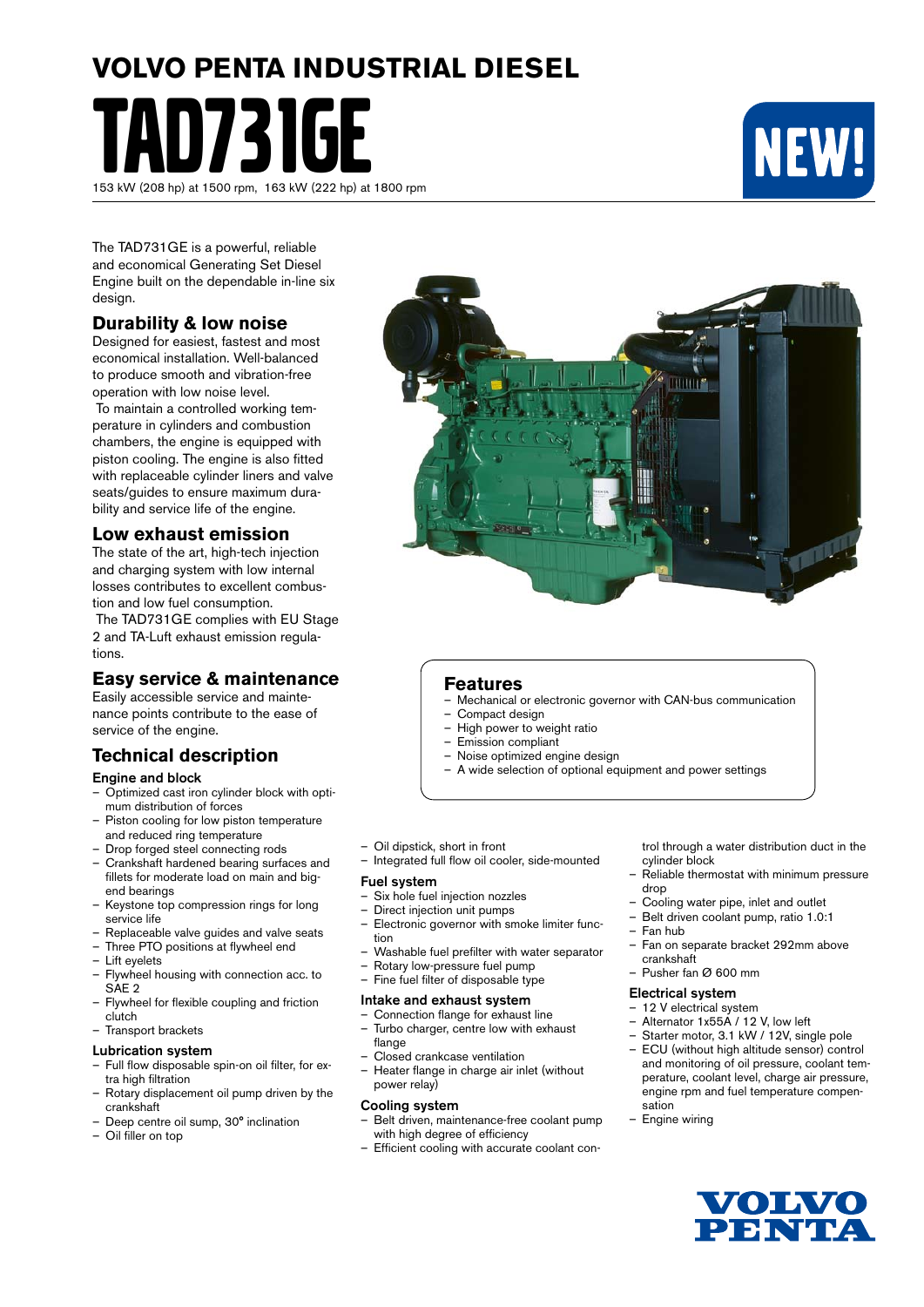# VOLVO PENTA INDUSTRIAL DIESEL

# TAD731GE

153 kW (208 hp) at 1500 rpm, 163 kW (222 hp) at 1800 rpm

NEW!

The TAD731GE is a powerful, reliable and economical Generating Set Diesel Engine built on the dependable in-line six design.

## Durability & low noise

Designed for easiest, fastest and most economical installation. Well-balanced to produce smooth and vibration-free operation with low noise level.

To maintain a controlled working temperature in cylinders and combustion chambers, the engine is equipped with piston cooling. The engine is also fitted with replaceable cylinder liners and valve seats/guides to ensure maximum durability and service life of the engine.

## Low exhaust emission

The state of the art, high-tech injection and charging system with low internal losses contributes to excellent combustion and low fuel consumption.

The TAD731GE complies with EU Stage 2 and TA-Luft exhaust emission regulations.

## Easy service & maintenance

Easily accessible service and maintenance points contribute to the ease of service of the engine.

## Features

- Mechanical or electronic governor with CAN-bus communication
- Compact design
- High power to weight ratio
- Emission compliant
- Noise optimized engine design
- A wide selection of optional equipment and power settings

## Technical description

### Engine and block

- Optimized cast iron cylinder block with optimum distribution of forces
- Piston cooling for low piston temperature and reduced ring temperature
- Drop forged steel connecting rods
- Crankshaft hardened bearing surfaces and fillets for moderate load on main and big-end bearings
- Keystone top compression rings for long service life
- Replaceable valve guides and valve seats
- Three PTO positions at flywheel end
- Lift eyelets
- Flywheel housing with connection acc. to SAE 2
- Flywheel for flexible coupling and friction clutch
- Transport brackets

### Lubrication system

- Full flow disposable spin-on oil filter, for extra high filtration
- Rotary displacement oil pump driven by the crankshaft
- Deep centre oil sump, 30° inclination
- Oil filler on top
- Oil dipstick, short in front
- Integrated full flow oil cooler, side-mounted

### Fuel system

- Six hole fuel injection nozzles
- Direct injection unit pumps
- Electronic governor with smoke limiter function
- Washable fuel prefilter with water separator
- Rotary low-pressure fuel pump
- Fine fuel filter of disposable type

### Intake and exhaust system

- Connection flange for exhaust line
- Turbo charger, centre low with exhaust flange
- Closed crankcase ventilation
- Heater flange in charge air inlet (without power relay)

### Cooling system

- Belt driven, maintenance-free coolant pump with high degree of efficiency
- Efficient cooling with accurate coolant control through a water distribution duct in the cylinder block
- Reliable thermostat with minimum pressure drop
- Cooling water pipe, inlet and outlet
- Belt driven coolant pump, ratio 1.0:1
- Fan hub
- Fan on separate bracket 292mm above crankshaft
- Pusher fan Ø 600 mm

### Electrical system

- 12 V electrical system
- Alternator 1x55A / 12 V, low left
- Starter motor, 3.1 kW / 12V, single pole
- ECU (without high altitude sensor) control and monitoring of oil pressure, coolant temperature, coolant level, charge air pressure, engine rpm and fuel temperature compensation
- Engine wiring

VOLVO PENTA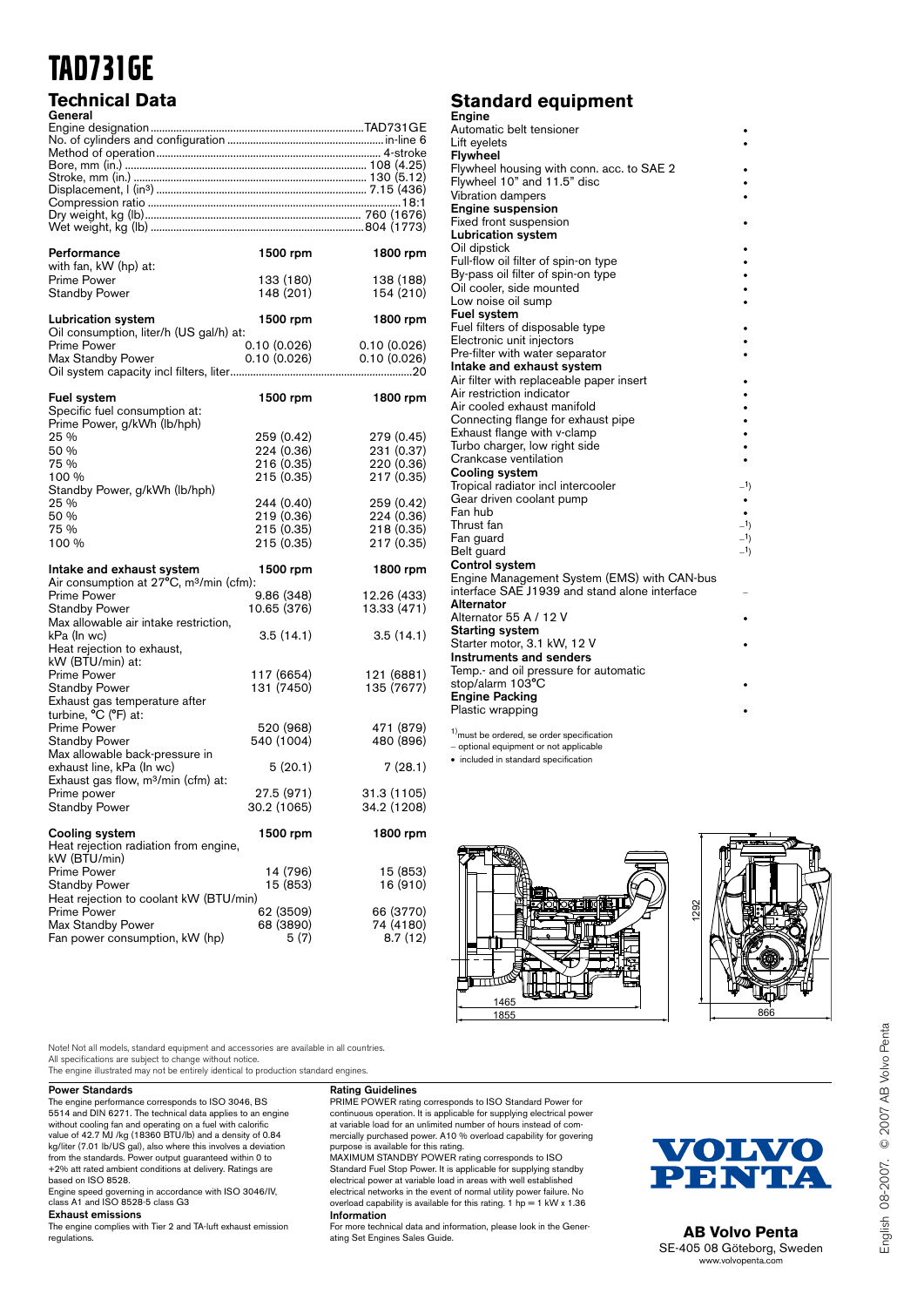# TAD731GE

## Technical Data

### General

| | |
|---|---|
| Engine designation | TAD731GE |
| No. of cylinders and configuration | in-line 6 |
| Method of operation | 4-stroke |
| Bore, mm (in.) | 108 (4.25) |
| Stroke, mm (in.) | 130 (5.12) |
| Displacement, l (in³) | 7.15 (436) |
| Compression ratio | 18:1 |
| Dry weight, kg (lb) | 760 (1676) |
| Wet weight, kg (lb) | 804 (1773) |

| Performance | 1500 rpm | 1800 rpm |
|---|---|---|
| with fan, kW (hp) at: | | |
| Prime Power | 133 (180) | 138 (188) |
| Standby Power | 148 (201) | 154 (210) |

| Lubrication system | 1500 rpm | 1800 rpm |
|---|---|---|
| Oil consumption, liter/h (US gal/h) at: | | |
| Prime Power | 0.10 (0.026) | 0.10 (0.026) |
| Max Standby Power | 0.10 (0.026) | 0.10 (0.026) |
| Oil system capacity incl filters, liter | | 20 |

| Fuel system | 1500 rpm | 1800 rpm |
|---|---|---|
| Specific fuel consumption at: | | |
| Prime Power, g/kWh (lb/hph) | | |
| 25 % | 259 (0.42) | 279 (0.45) |
| 50 % | 224 (0.36) | 231 (0.37) |
| 75 % | 216 (0.35) | 220 (0.36) |
| 100 % | 215 (0.35) | 217 (0.35) |
| Standby Power, g/kWh (lb/hph) | | |
| 25 % | 244 (0.40) | 259 (0.42) |
| 50 % | 219 (0.36) | 224 (0.36) |
| 75 % | 215 (0.35) | 218 (0.36) |
| 100 % | 215 (0.35) | 217 (0.35) |

| Intake and exhaust system | 1500 rpm | 1800 rpm |
|---|---|---|
| Air consumption at 27°C, m³/min (cfm): | | |
| Prime Power | 9.86 (348) | 12.26 (433) |
| Standby Power | 10.65 (376) | 13.33 (471) |
| Max allowable air intake restriction, kPa (In wc) | 3.5 (14.1) | 3.5 (14.1) |
| Heat rejection to exhaust, kW (BTU/min) at: | | |
| Prime Power | 117 (6654) | 121 (6881) |
| Standby Power | 131 (7450) | 135 (7677) |
| Exhaust gas temperature after turbine, °C (°F) at: | | |
| Prime Power | 520 (968) | 471 (879) |
| Standby Power | 540 (1004) | 480 (896) |
| Max allowable back-pressure in exhaust line, kPa (In wc) | 5 (20.1) | 7 (28.1) |
| Exhaust gas flow, m³/min (cfm) at: | | |
| Prime power | 27.5 (971) | 31.3 (1105) |
| Standby Power | 30.2 (1065) | 34.2 (1208) |

| Cooling system | 1500 rpm | 1800 rpm |
|---|---|---|
| Heat rejection radiation from engine, kW (BTU/min) | | |
| Prime Power | 14 (796) | 15 (853) |
| Standby Power | 15 (853) | 16 (910) |
| Heat rejection to coolant kW (BTU/min) | | |
| Prime Power | 62 (3509) | 66 (3770) |
| Max Standby Power | 68 (3890) | 74 (4180) |
| Fan power consumption, kW (hp) | 5 (7) | 8.7 (12) |

## Standard equipment

| | |
|---|---|
| **Engine** | |
| Automatic belt tensioner | • |
| Lift eyelets | • |
| **Flywheel** | |
| Flywheel housing with conn. acc. to SAE 2 | • |
| Flywheel 10" and 11.5" disc | • |
| Vibration dampers | • |
| **Engine suspension** | |
| Fixed front suspension | • |
| **Lubrication system** | |
| Oil dipstick | • |
| Full-flow oil filter of spin-on type | • |
| By-pass oil filter of spin-on type | • |
| Oil cooler, side mounted | • |
| Low noise oil sump | • |
| **Fuel system** | |
| Fuel filters of disposable type | • |
| Electronic unit injectors | • |
| Pre-filter with water separator | • |
| **Intake and exhaust system** | |
| Air filter with replaceable paper insert | • |
| Air restriction indicator | • |
| Air cooled exhaust manifold | • |
| Connecting flange for exhaust pipe | • |
| Exhaust flange with v-clamp | • |
| Turbo charger, low right side | • |
| Crankcase ventilation | • |
| **Cooling system** | |
| Tropical radiator incl intercooler | –[1] |
| Gear driven coolant pump | • |
| Fan hub | • |
| Thrust fan | –[1] |
| Fan guard | –[1] |
| Belt guard | –[1] |
| **Control system** | |
| Engine Management System (EMS) with CAN-bus interface SAE J1939 and stand alone interface | – |
| **Alternator** | |
| Alternator 55 A / 12 V | • |
| **Starting system** | |
| Starter motor, 3.1 kW, 12 V | • |
| **Instruments and senders** | |
| Temp.- and oil pressure for automatic stop/alarm 103°C | • |
| **Engine Packing** | |
| Plastic wrapping | • |

[1] must be ordered, se order specification
– optional equipment or not applicable
• included in standard specification

1465
1855
1292
866

Note! Not all models, standard equipment and accessories are available in all countries.
All specifications are subject to change without notice.
The engine illustrated may not be entirely identical to production standard engines.

**Power Standards**
The engine performance corresponds to ISO 3046, BS 5514 and DIN 6271. The technical data applies to an engine without cooling fan and operating on a fuel with calorific value of 42.7 MJ /kg (18360 BTU/lb) and a density of 0.84 kg/liter (7.01 lb/US gal), also where this involves a deviation from the standards. Power output guaranteed within 0 to +2% att rated ambient conditions at delivery. Ratings are based on ISO 8528.
Engine speed governing in accordance with ISO 3046/IV, class A1 and ISO 8528-5 class G3

**Exhaust emissions**
The engine complies with Tier 2 and TA-luft exhaust emission regulations.

**Rating Guidelines**
PRIME POWER rating corresponds to ISO Standard Power for continuous operation. It is applicable for supplying electrical power at variable load for an unlimited number of hours instead of commercially purchased power. A10 % overload capability for govering purpose is available for this rating.
MAXIMUM STANDBY POWER rating corresponds to ISO Standard Fuel Stop Power. It is applicable for supplying standby electrical power at variable load in areas with well established electrical networks in the event of normal utility power failure. No overload capability is available for this rating. 1 hp = 1 kW x 1.36

**Information**
For more technical data and information, please look in the Generating Set Engines Sales Guide.

VOLVO PENTA

**AB Volvo Penta**
SE-405 08 Göteborg, Sweden
www.volvopenta.com

English 08-2007. © 2007 AB Volvo Penta